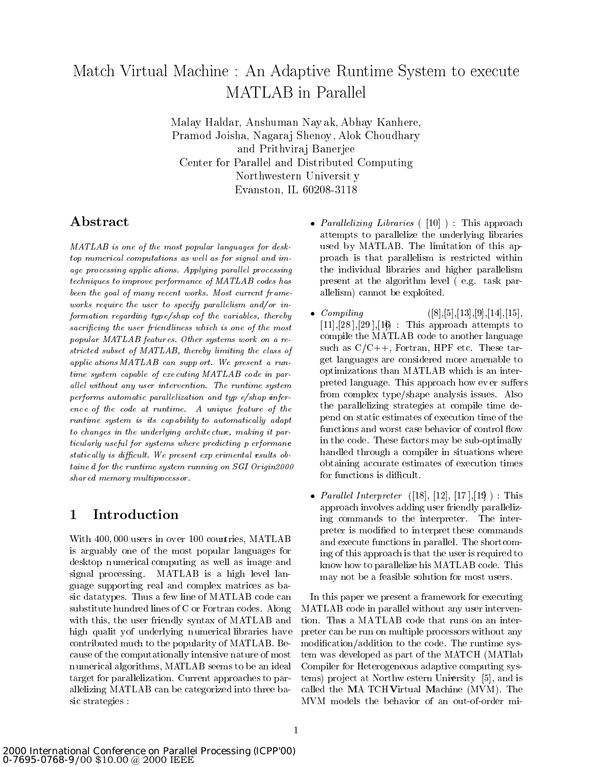# Match Virtual Machine : An Adaptive Runtime System to execute MATLAB in Parallel

Malay Haldar, Anshuman Nayak, Abhay Kanhere,
Pramod Joisha, Nagaraj Shenoy, Alok Choudhary
and Prithviraj Banerjee
Center for Parallel and Distributed Computing
Northwestern University
Evanston, IL 60208-3118

## Abstract

*MATLAB is one of the most popular languages for desktop numerical computations as well as for signal and image processing applications. Applying parallel processing techniques to improve performance of MATLAB codes has been the goal of many recent works. Most current frameworks require the user to specify parallelism and/or information regarding type/shape of the variables, thereby sacrificing the user friendliness which is one of the most popular MATLAB features. Other systems work on a restricted subset of MATLAB, thereby limiting the class of applications MATLAB can support. We present a runtime system capable of executing MATLAB code in parallel without any user intervention. The runtime system performs automatic parallelization and type/shape inference of the code at runtime. A unique feature of the runtime system is its capability to automatically adapt to changes in the underlying architecture, making it particularly useful for systems where predicting performance statically is difficult. We present experimental results obtained for the runtime system running on SGI Origin2000 shared memory multiprocessor.*

## 1 Introduction

With 400,000 users in over 100 countries, MATLAB is arguably one of the most popular languages for desktop numerical computing as well as image and signal processing. MATLAB is a high level language supporting real and complex matrices as basic datatypes. Thus a few line of MATLAB code can substitute hundred lines of C or Fortran codes. Along with this, the user friendly syntax of MATLAB and high quality of underlying numerical libraries have contributed much to the popularity of MATLAB. Because of the computationally intensive nature of most numerical algorithms, MATLAB seems to be an ideal target for parallelization. Current approaches to parallelizing MATLAB can be categorized into three basic strategies :

- *Parallelizing Libraries* ( [10] ) : This approach attempts to parallelize the underlying libraries used by MATLAB. The limitation of this approach is that parallelism is restricted within the individual libraries and higher parallelism present at the algorithm level ( e.g. task parallelism) cannot be exploited.
- *Compiling* ([8],[5],[13],[9],[14],[15],[11],[28],[29],[16]) : This approach attempts to compile the MATLAB code to another language such as C/C++, Fortran, HPF etc. These target languages are considered more amenable to optimizations than MATLAB which is an interpreted language. This approach however suffers from complex type/shape analysis issues. Also the parallelizing strategies at compile time depend on static estimates of execution time of the functions and worst case behavior of control flow in the code. These factors may be sub-optimally handled through a compiler in situations where obtaining accurate estimates of execution times for functions is difficult.
- *Parallel Interpreter* ([18], [12], [17],[19] ) : This approach involves adding user friendly parallelizing commands to the interpreter. The interpreter is modified to interpret these commands and execute functions in parallel. The shortcoming of this approach is that the user is required to know how to parallelize his MATLAB code. This may not be a feasible solution for most users.

In this paper we present a framework for executing MATLAB code in parallel without any user intervention. Thus a MATLAB code that runs on an interpreter can be run on multiple processors without any modification/addition to the code. The runtime system was developed as part of the MATCH (MATlab Compiler for Heterogeneous adaptive computing systems) project at Northwestern University [5], and is called the MATCH Virtual Machine (MVM). The MVM models the behavior of an out-of-order mi-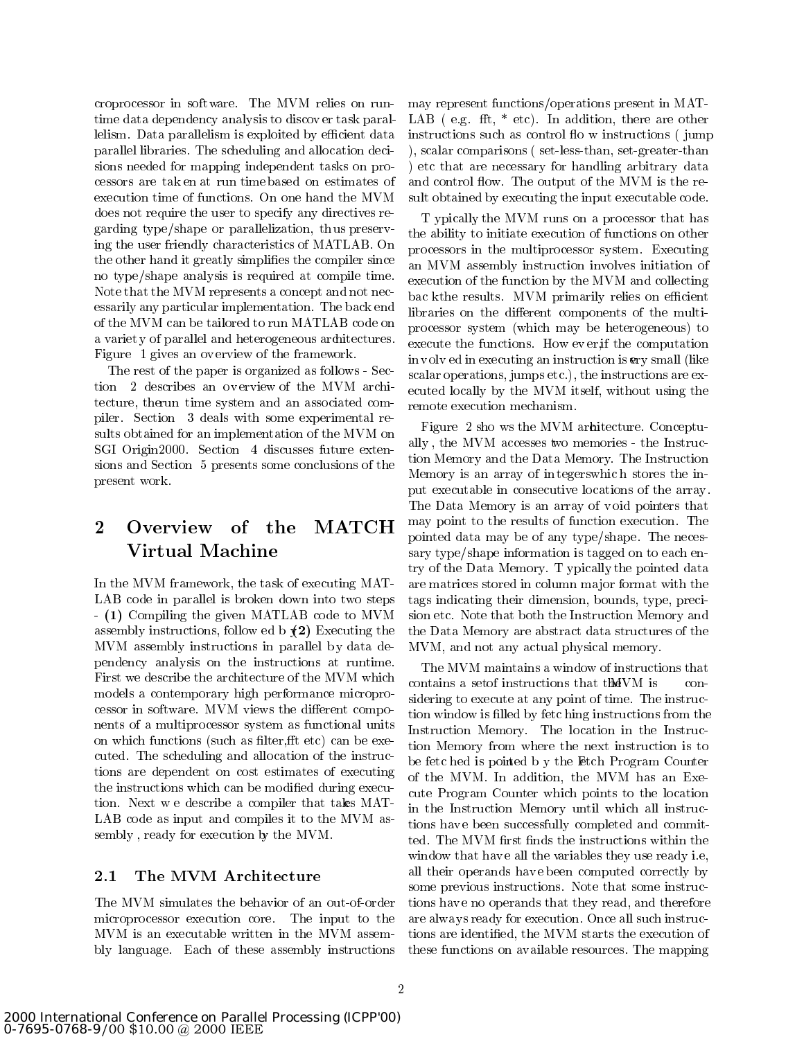croprocessor in software. The MVM relies on runtime data dependency analysis to discover task parallelism. Data parallelism is exploited by efficient data parallel libraries. The scheduling and allocation decisions needed for mapping independent tasks on processors are taken at run time based on estimates of execution time of functions. On one hand the MVM does not require the user to specify any directives regarding type/shape or parallelization, thus preserving the user friendly characteristics of MATLAB. On the other hand it greatly simplifies the compiler since no type/shape analysis is required at compile time. Note that the MVM represents a concept and not necessarily any particular implementation. The back end of the MVM can be tailored to run MATLAB code on a variety of parallel and heterogeneous architectures. Figure 1 gives an overview of the framework.

The rest of the paper is organized as follows - Section 2 describes an overview of the MVM architecture, the run time system and an associated compiler. Section 3 deals with some experimental results obtained for an implementation of the MVM on SGI Origin2000. Section 4 discusses future extensions and Section 5 presents some conclusions of the present work.

## 2 Overview of the MATCH Virtual Machine

In the MVM framework, the task of executing MATLAB code in parallel is broken down into two steps - **(1)** Compiling the given MATLAB code to MVM assembly instructions, followed by **(2)** Executing the MVM assembly instructions in parallel by data dependency analysis on the instructions at runtime. First we describe the architecture of the MVM which models a contemporary high performance microprocessor in software. MVM views the different components of a multiprocessor system as functional units on which functions (such as filter,fft etc) can be executed. The scheduling and allocation of the instructions are dependent on cost estimates of executing the instructions which can be modified during execution. Next we describe a compiler that takes MATLAB code as input and compiles it to the MVM assembly , ready for execution by the MVM.

### 2.1 The MVM Architecture

The MVM simulates the behavior of an out-of-order microprocessor execution core. The input to the MVM is an executable written in the MVM assembly language. Each of these assembly instructions may represent functions/operations present in MATLAB ( e.g. fft, * etc). In addition, there are other instructions such as control flow instructions ( jump ), scalar comparisons ( set-less-than, set-greater-than ) etc that are necessary for handling arbitrary data and control flow. The output of the MVM is the result obtained by executing the input executable code.

Typically the MVM runs on a processor that has the ability to initiate execution of functions on other processors in the multiprocessor system. Executing an MVM assembly instruction involves initiation of execution of the function by the MVM and collecting back the results. MVM primarily relies on efficient libraries on the different components of the multiprocessor system (which may be heterogeneous) to execute the functions. However, if the computation involved in executing an instruction is very small (like scalar operations, jumps etc.), the instructions are executed locally by the MVM itself, without using the remote execution mechanism.

Figure 2 shows the MVM architecture. Conceptually , the MVM accesses two memories - the Instruction Memory and the Data Memory. The Instruction Memory is an array of integers which stores the input executable in consecutive locations of the array. The Data Memory is an array of void pointers that may point to the results of function execution. The pointed data may be of any type/shape. The necessary type/shape information is tagged on to each entry of the Data Memory. Typically the pointed data are matrices stored in column major format with the tags indicating their dimension, bounds, type, precision etc. Note that both the Instruction Memory and the Data Memory are abstract data structures of the MVM, and not any actual physical memory.

The MVM maintains a window of instructions that contains a set of instructions that the MVM is considering to execute at any point of time. The instruction window is filled by fetching instructions from the Instruction Memory. The location in the Instruction Memory from where the next instruction is to be fetched is pointed by the Fetch Program Counter of the MVM. In addition, the MVM has an Execute Program Counter which points to the location in the Instruction Memory until which all instructions have been successfully completed and committed. The MVM first finds the instructions within the window that have all the variables they use ready i.e, all their operands have been computed correctly by some previous instructions. Note that some instructions have no operands that they read, and therefore are always ready for execution. Once all such instructions are identified, the MVM starts the execution of these functions on available resources. The mapping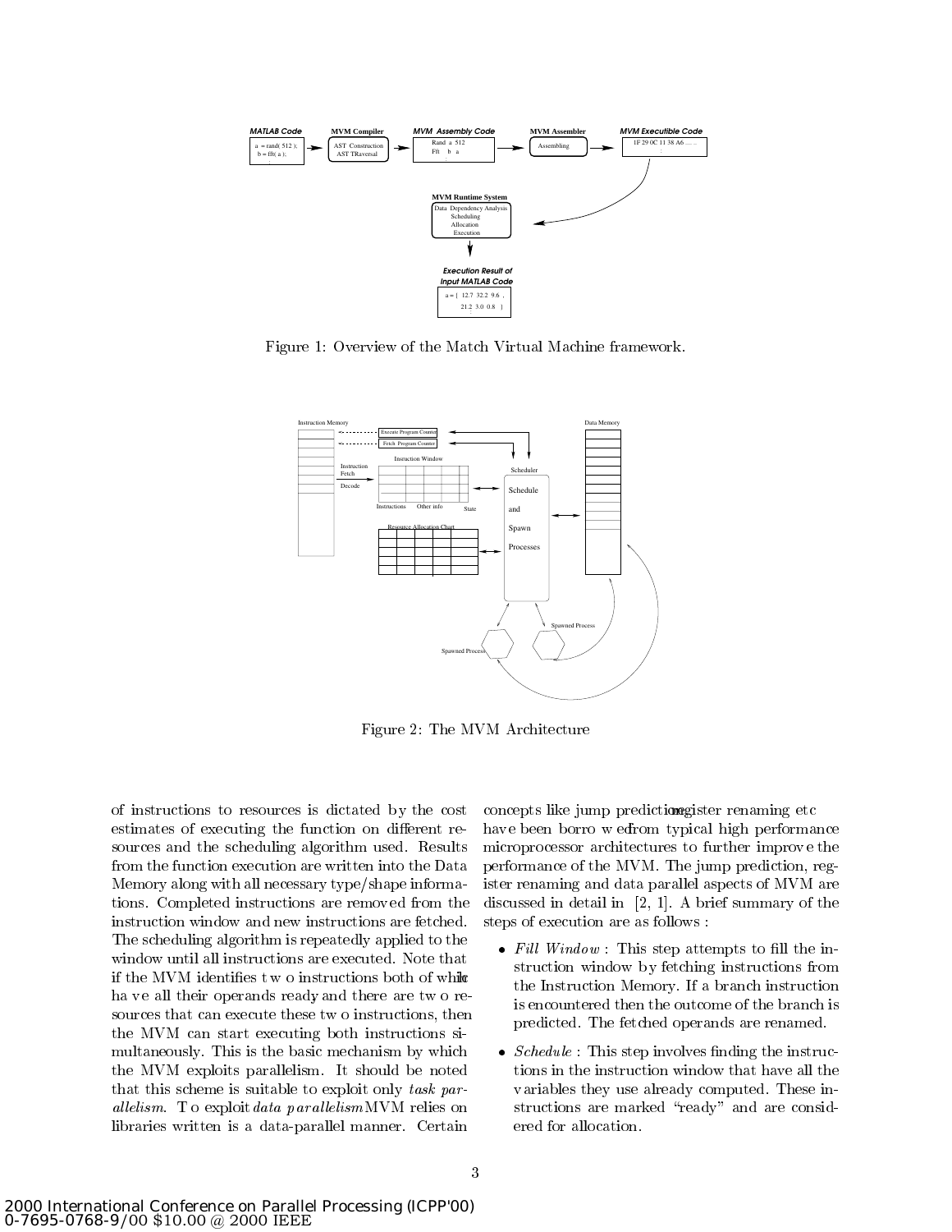Figure 1: Overview of the Match Virtual Machine framework.

Figure 2: The MVM Architecture

of instructions to resources is dictated by the cost estimates of executing the function on different resources and the scheduling algorithm used. Results from the function execution are written into the Data Memory along with all necessary type/shape informations. Completed instructions are removed from the instruction window and new instructions are fetched. The scheduling algorithm is repeatedly applied to the window until all instructions are executed. Note that if the MVM identifies two instructions both of which have all their operands ready and there are two resources that can execute these two instructions, then the MVM can start executing both instructions simultaneously. This is the basic mechanism by which the MVM exploits parallelism. It should be noted that this scheme is suitable to exploit only *task parallelism*. To exploit *data parallelism* MVM relies on libraries written is a data-parallel manner. Certain concepts like jump prediction, register renaming etc have been borrowed from typical high performance microprocessor architectures to further improve the performance of the MVM. The jump prediction, register renaming and data parallel aspects of MVM are discussed in detail in [2, 1]. A brief summary of the steps of execution are as follows :

- *Fill Window* : This step attempts to fill the instruction window by fetching instructions from the Instruction Memory. If a branch instruction is encountered then the outcome of the branch is predicted. The fetched operands are renamed.
- *Schedule* : This step involves finding the instructions in the instruction window that have all the variables they use already computed. These instructions are marked "ready" and are considered for allocation.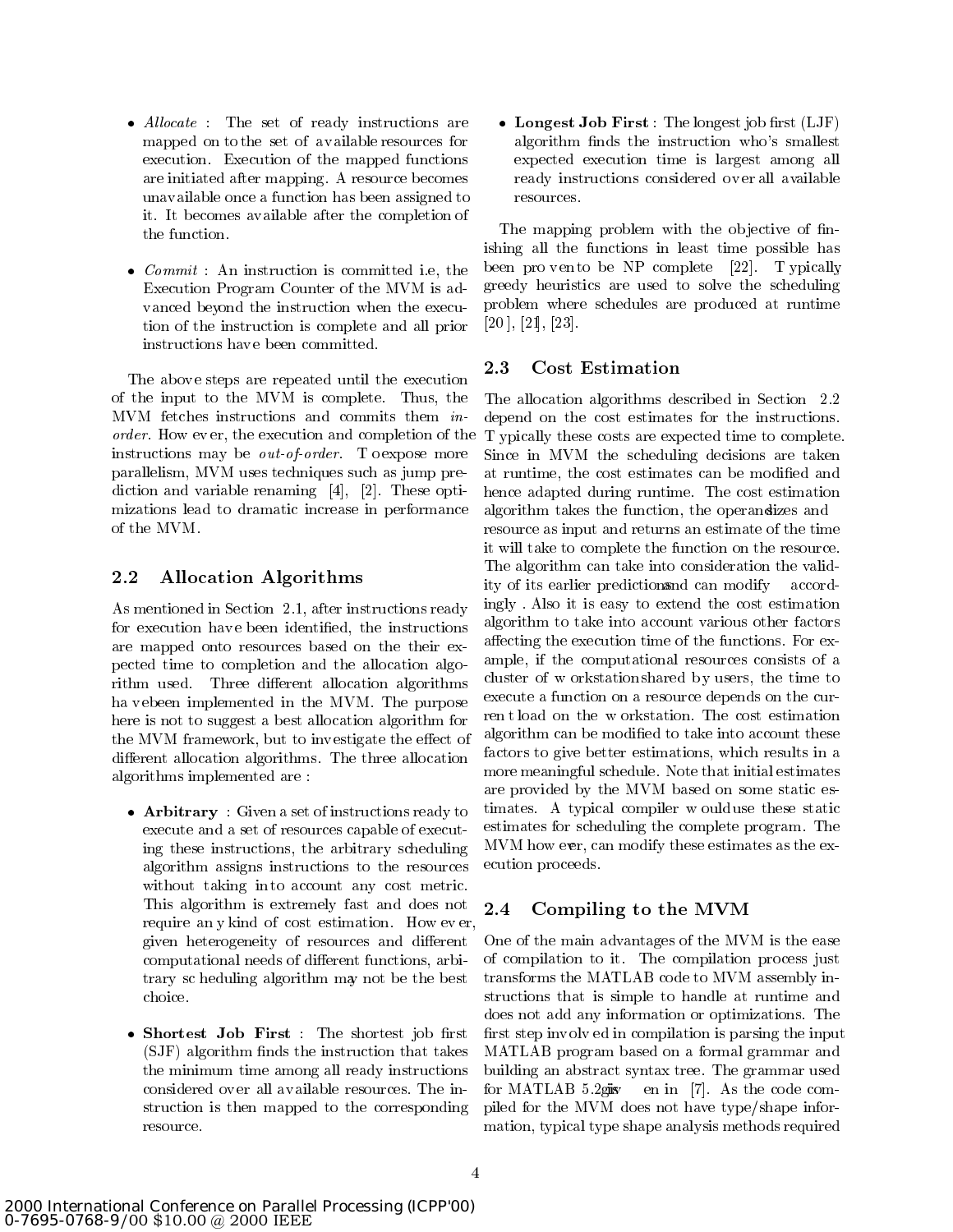- *Allocate* : The set of ready instructions are mapped on to the set of available resources for execution. Execution of the mapped functions are initiated after mapping. A resource becomes unavailable once a function has been assigned to it. It becomes available after the completion of the function.

- *Commit* : An instruction is committed i.e, the Execution Program Counter of the MVM is advanced beyond the instruction when the execution of the instruction is complete and all prior instructions have been committed.

The above steps are repeated until the execution of the input to the MVM is complete. Thus, the MVM fetches instructions and commits them *in-order*. However, the execution and completion of the instructions may be *out-of-order*. To expose more parallelism, MVM uses techniques such as jump prediction and variable renaming [4], [2]. These optimizations lead to dramatic increase in performance of the MVM.

## 2.2 Allocation Algorithms

As mentioned in Section 2.1, after instructions ready for execution have been identified, the instructions are mapped onto resources based on the their expected time to completion and the allocation algorithm used. Three different allocation algorithms have been implemented in the MVM. The purpose here is not to suggest a best allocation algorithm for the MVM framework, but to investigate the effect of different allocation algorithms. The three allocation algorithms implemented are :

- **Arbitrary** : Given a set of instructions ready to execute and a set of resources capable of executing these instructions, the arbitrary scheduling algorithm assigns instructions to the resources without taking into account any cost metric. This algorithm is extremely fast and does not require any kind of cost estimation. However, given heterogeneity of resources and different computational needs of different functions, arbitrary scheduling algorithm may not be the best choice.

- **Shortest Job First** : The shortest job first (SJF) algorithm finds the instruction that takes the minimum time among all ready instructions considered over all available resources. The instruction is then mapped to the corresponding resource.

- **Longest Job First** : The longest job first (LJF) algorithm finds the instruction who's smallest expected execution time is largest among all ready instructions considered over all available resources.

The mapping problem with the objective of finishing all the functions in least time possible has been proven to be NP complete [22]. Typically greedy heuristics are used to solve the scheduling problem where schedules are produced at runtime [20], [21], [23].

## 2.3 Cost Estimation

The allocation algorithms described in Section 2.2 depend on the cost estimates for the instructions. Typically these costs are expected time to complete. Since in MVM the scheduling decisions are taken at runtime, the cost estimates can be modified and hence adapted during runtime. The cost estimation algorithm takes the function, the operand sizes and resource as input and returns an estimate of the time it will take to complete the function on the resource. The algorithm can take into consideration the validity of its earlier predictions and can modify accordingly . Also it is easy to extend the cost estimation algorithm to take into account various other factors affecting the execution time of the functions. For example, if the computational resources consists of a cluster of workstation shared by users, the time to execute a function on a resource depends on the current load on the workstation. The cost estimation algorithm can be modified to take into account these factors to give better estimations, which results in a more meaningful schedule. Note that initial estimates are provided by the MVM based on some static estimates. A typical compiler would use these static estimates for scheduling the complete program. The MVM however, can modify these estimates as the execution proceeds.

## 2.4 Compiling to the MVM

One of the main advantages of the MVM is the ease of compilation to it. The compilation process just transforms the MATLAB code to MVM assembly instructions that is simple to handle at runtime and does not add any information or optimizations. The first step involved in compilation is parsing the input MATLAB program based on a formal grammar and building an abstract syntax tree. The grammar used for MATLAB 5.2 is given in [7]. As the code compiled for the MVM does not have type/shape information, typical type shape analysis methods required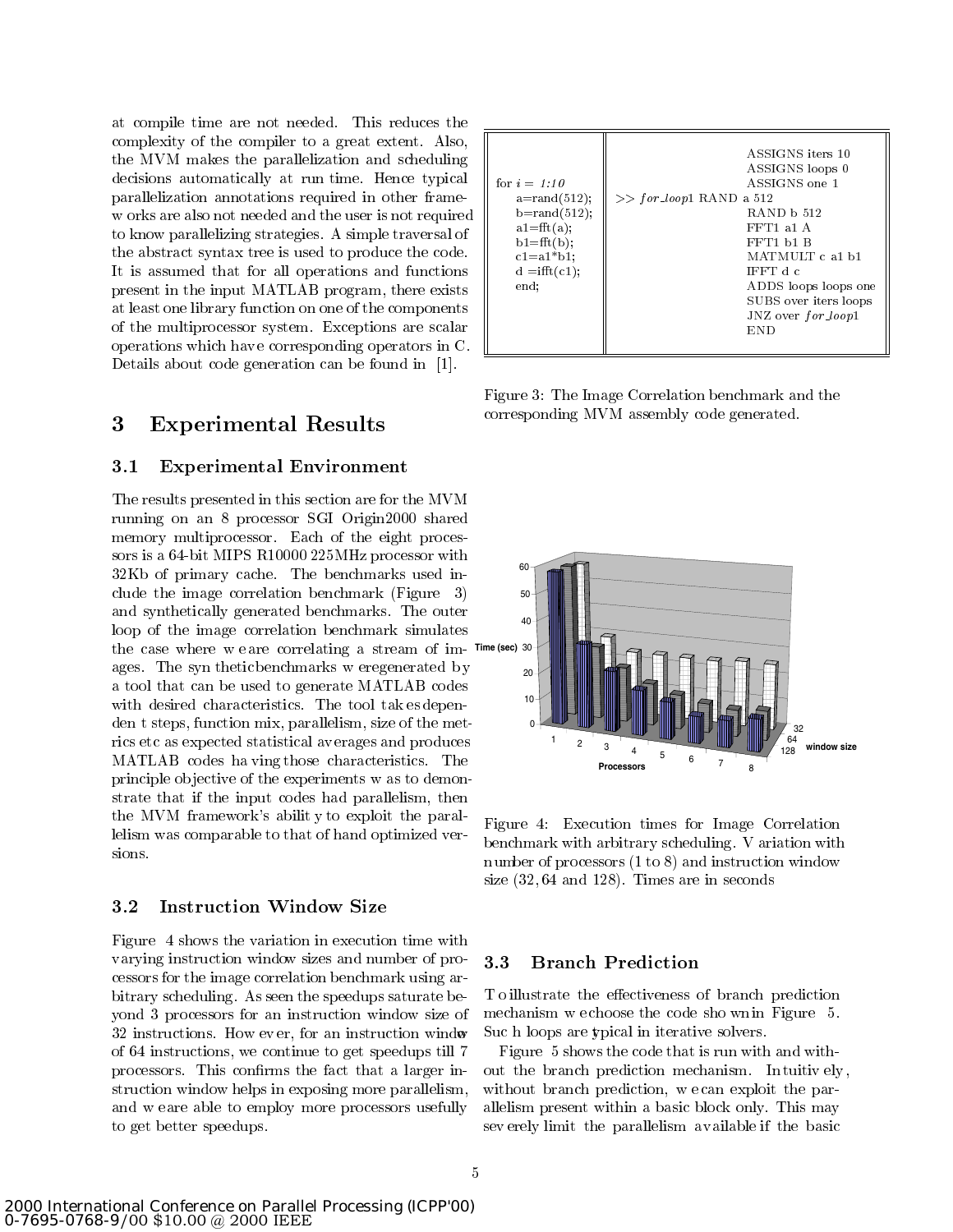at compile time are not needed. This reduces the complexity of the compiler to a great extent. Also, the MVM makes the parallelization and scheduling decisions automatically at run time. Hence typical parallelization annotations required in other frameworks are also not needed and the user is not required to know parallelizing strategies. A simple traversal of the abstract syntax tree is used to produce the code. It is assumed that for all operations and functions present in the input MATLAB program, there exists at least one library function on one of the components of the multiprocessor system. Exceptions are scalar operations which have corresponding operators in C. Details about code generation can be found in [1].

| | |
|---|---|
| for *i* = *1:10*<br>a=rand(512);<br>b=rand(512);<br>a1=fft(a);<br>b1=fft(b);<br>c1=a1*b1;<br>d =ifft(c1);<br>end; | ASSIGNS iters 10<br>ASSIGNS loops 0<br>ASSIGNS one 1<br>>> *for_loop*1 RAND a 512<br>RAND b 512<br>FFT1 a1 A<br>FFT1 b1 B<br>MATMULT c a1 b1<br>IFFT d c<br>ADDS loops loops one<br>SUBS over iters loops<br>JNZ over *for_loop*1<br>END |

Figure 3: The Image Correlation benchmark and the corresponding MVM assembly code generated.

# 3 Experimental Results

## 3.1 Experimental Environment

The results presented in this section are for the MVM running on an 8 processor SGI Origin2000 shared memory multiprocessor. Each of the eight processors is a 64-bit MIPS R10000 225MHz processor with 32Kb of primary cache. The benchmarks used include the image correlation benchmark (Figure 3) and synthetically generated benchmarks. The outer loop of the image correlation benchmark simulates the case where we are correlating a stream of images. The synthetic benchmarks were generated by a tool that can be used to generate MATLAB codes with desired characteristics. The tool takes dependent steps, function mix, parallelism, size of the metrics etc as expected statistical averages and produces MATLAB codes having those characteristics. The principle objective of the experiments was to demonstrate that if the input codes had parallelism, then the MVM framework's ability to exploit the parallelism was comparable to that of hand optimized versions.

Figure 4: Execution times for Image Correlation benchmark with arbitrary scheduling. Variation with number of processors (1 to 8) and instruction window size (32, 64 and 128). Times are in seconds

## 3.2 Instruction Window Size

Figure 4 shows the variation in execution time with varying instruction window sizes and number of processors for the image correlation benchmark using arbitrary scheduling. As seen the speedups saturate beyond 3 processors for an instruction window size of 32 instructions. However, for an instruction window of 64 instructions, we continue to get speedups till 7 processors. This confirms the fact that a larger instruction window helps in exposing more parallelism, and we are able to employ more processors usefully to get better speedups.

## 3.3 Branch Prediction

To illustrate the effectiveness of branch prediction mechanism we choose the code shown in Figure 5. Such loops are typical in iterative solvers.

Figure 5 shows the code that is run with and without the branch prediction mechanism. Intuitively, without branch prediction, we can exploit the parallelism present within a basic block only. This may severely limit the parallelism available if the basic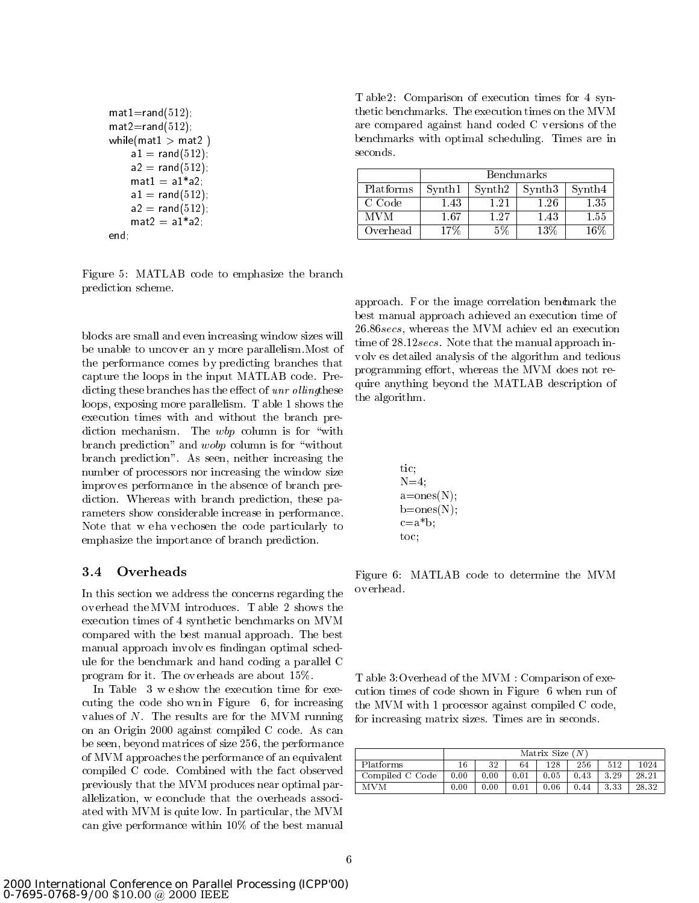```
mat1=rand(512);
mat2=rand(512);
while(mat1 > mat2 )
    a1 = rand(512);
    a2 = rand(512);
    mat1 = a1*a2;
    a1 = rand(512);
    a2 = rand(512);
    mat2 = a1*a2;
end;
```

Figure 5: MATLAB code to emphasize the branch prediction scheme.

blocks are small and even increasing window sizes will be unable to uncover any more parallelism. Most of the performance comes by predicting branches that capture the loops in the input MATLAB code. Predicting these branches has the effect of *unrolling* these loops, exposing more parallelism. Table 1 shows the execution times with and without the branch prediction mechanism. The *wbp* column is for "with branch prediction" and *wobp* column is for "without branch prediction". As seen, neither increasing the number of processors nor increasing the window size improves performance in the absence of branch prediction. Whereas with branch prediction, these parameters show considerable increase in performance. Note that we have chosen the code particularly to emphasize the importance of branch prediction.

### 3.4 Overheads

In this section we address the concerns regarding the overhead the MVM introduces. Table 2 shows the execution times of 4 synthetic benchmarks on MVM compared with the best manual approach. The best manual approach involves finding an optimal schedule for the benchmark and hand coding a parallel C program for it. The overheads are about 15%.

In Table 3 we show the execution time for executing the code shown in Figure 6, for increasing values of $N$. The results are for the MVM running on an Origin 2000 against compiled C code. As can be seen, beyond matrices of size 256, the performance of MVM approaches the performance of an equivalent compiled C code. Combined with the fact observed previously that the MVM produces near optimal parallelization, we conclude that the overheads associated with MVM is quite low. In particular, the MVM can give performance within 10% of the best manual approach. For the image correlation benchmark the best manual approach achieved an execution time of 26.86*secs*, whereas the MVM achieved an execution time of 28.12*secs*. Note that the manual approach involves detailed analysis of the algorithm and tedious programming effort, whereas the MVM does not require anything beyond the MATLAB description of the algorithm.

Table 2: Comparison of execution times for 4 synthetic benchmarks. The execution times on the MVM are compared against hand coded C versions of the benchmarks with optimal scheduling. Times are in seconds.

| | Benchmarks | | | |
|---|---|---|---|---|
| Platforms | Synth1 | Synth2 | Synth3 | Synth4 |
| C Code | 1.43 | 1.21 | 1.26 | 1.35 |
| MVM | 1.67 | 1.27 | 1.43 | 1.55 |
| Overhead | 17% | 5% | 13% | 16% |

```
tic;
N=4;
a=ones(N);
b=ones(N);
c=a*b;
toc;
```

Figure 6: MATLAB code to determine the MVM overhead.

Table 3: Overhead of the MVM : Comparison of execution times of code shown in Figure 6 when run of the MVM with 1 processor against compiled C code, for increasing matrix sizes. Times are in seconds.

| | Matrix Size ($N$) | | | | | | |
|---|---|---|---|---|---|---|---|
| Platforms | 16 | 32 | 64 | 128 | 256 | 512 | 1024 |
| Compiled C Code | 0.00 | 0.00 | 0.01 | 0.05 | 0.43 | 3.29 | 28.21 |
| MVM | 0.00 | 0.00 | 0.01 | 0.06 | 0.44 | 3.33 | 28.32 |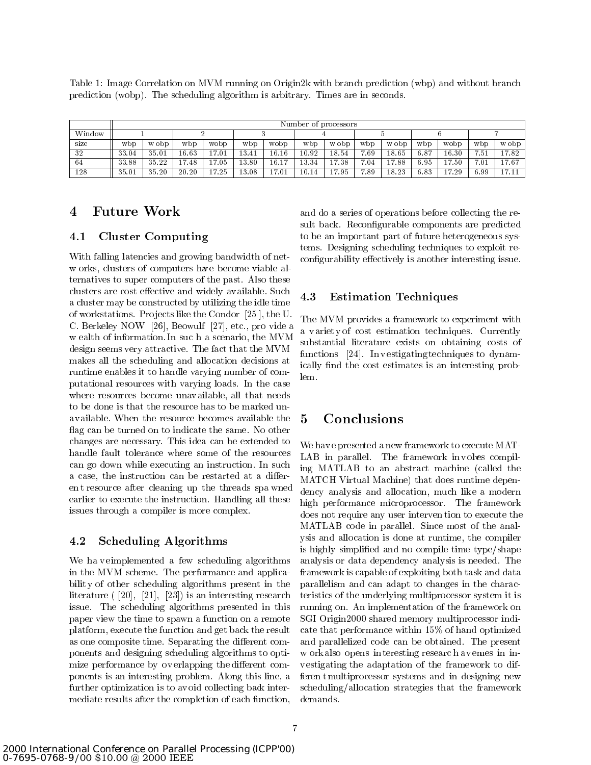Table 1: Image Correlation on MVM running on Origin2k with branch prediction (wbp) and without branch prediction (wobp). The scheduling algorithm is arbitrary. Times are in seconds.

| Window | Number of processors | | | | | | | | | | | | | |
|---|---|---|---|---|---|---|---|---|---|---|---|---|---|---|
| | 1 | | 2 | | 3 | | 4 | | 5 | | 6 | | 7 | |
| size | wbp | wobp | wbp | wobp | wbp | wobp | wbp | wobp | wbp | wobp | wbp | wobp | wbp | wobp |
| 32 | 33.04 | 35.01 | 16.63 | 17.01 | 13.41 | 16.16 | 10.92 | 18.54 | 7.69 | 18.65 | 6.87 | 16.30 | 7.51 | 17.82 |
| 64 | 33.88 | 35.22 | 17.48 | 17.05 | 13.80 | 16.17 | 13.34 | 17.38 | 7.04 | 17.88 | 6.95 | 17.50 | 7.01 | 17.67 |
| 128 | 35.01 | 35.20 | 20.20 | 17.25 | 13.08 | 17.01 | 10.14 | 17.95 | 7.89 | 18.23 | 6.83 | 17.29 | 6.99 | 17.11 |

# 4 Future Work

## 4.1 Cluster Computing

With falling latencies and growing bandwidth of networks, clusters of computers have become viable alternatives to super computers of the past. Also these clusters are cost effective and widely available. Such a cluster may be constructed by utilizing the idle time of workstations. Projects like the Condor [25], the U. C. Berkeley NOW [26], Beowulf [27], etc., provide a wealth of information. In such a scenario, the MVM design seems very attractive. The fact that the MVM makes all the scheduling and allocation decisions at runtime enables it to handle varying number of computational resources with varying loads. In the case where resources become unavailable, all that needs to be done is that the resource has to be marked unavailable. When the resource becomes available the flag can be turned on to indicate the same. No other changes are necessary. This idea can be extended to handle fault tolerance where some of the resources can go down while executing an instruction. In such a case, the instruction can be restarted at a different resource after cleaning up the threads spawned earlier to execute the instruction. Handling all these issues through a compiler is more complex.

## 4.2 Scheduling Algorithms

We have implemented a few scheduling algorithms in the MVM scheme. The performance and applicability of other scheduling algorithms present in the literature ( [20], [21], [23]) is an interesting research issue. The scheduling algorithms presented in this paper view the time to spawn a function on a remote platform, execute the function and get back the result as one composite time. Separating the different components and designing scheduling algorithms to optimize performance by overlapping the different components is an interesting problem. Along this line, a further optimization is to avoid collecting back intermediate results after the completion of each function, and do a series of operations before collecting the result back. Reconfigurable components are predicted to be an important part of future heterogeneous systems. Designing scheduling techniques to exploit reconfigurability effectively is another interesting issue.

## 4.3 Estimation Techniques

The MVM provides a framework to experiment with a variety of cost estimation techniques. Currently substantial literature exists on obtaining costs of functions [24]. Investigating techniques to dynamically find the cost estimates is an interesting problem.

# 5 Conclusions

We have presented a new framework to execute MATLAB in parallel. The framework involves compiling MATLAB to an abstract machine (called the MATCH Virtual Machine) that does runtime dependency analysis and allocation, much like a modern high performance microprocessor. The framework does not require any user intervention to execute the MATLAB code in parallel. Since most of the analysis and allocation is done at runtime, the compiler is highly simplified and no compile time type/shape analysis or data dependency analysis is needed. The framework is capable of exploiting both task and data parallelism and can adapt to changes in the characteristics of the underlying multiprocessor system it is running on. An implementation of the framework on SGI Origin2000 shared memory multiprocessor indicate that performance within 15% of hand optimized and parallelized code can be obtained. The present work also opens interesting research avenues in investigating the adaptation of the framework to different multiprocessor systems and in designing new scheduling/allocation strategies that the framework demands.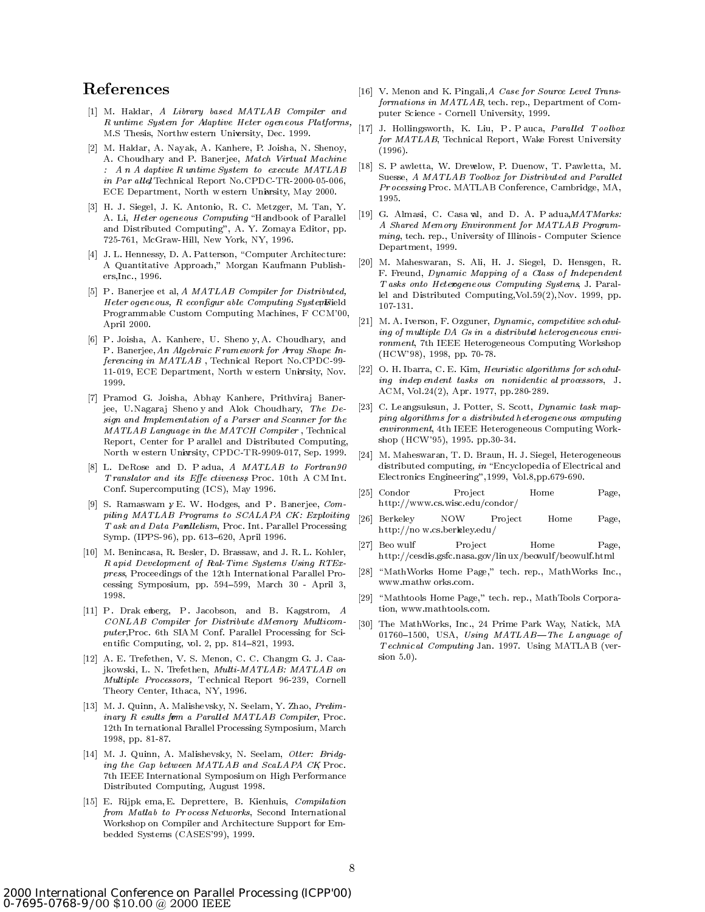# References

[1] M. Haldar, *A Library based MATLAB Compiler and Runtime System for Adaptive Heterogeneous Platforms,* M.S Thesis, Northwestern University, Dec. 1999.

[2] M. Haldar, A. Nayak, A. Kanhere, P. Joisha, N. Shenoy, A. Choudhary and P. Banerjee, *Match Virtual Machine : An Adaptive Runtime System to execute MATLAB in Parallel*, Technical Report No.CPDC-TR-2000-05-006, ECE Department, Northwestern University, May 2000.

[3] H. J. Siegel, J. K. Antonio, R. C. Metzger, M. Tan, Y. A. Li, *Heterogeneous Computing*, "Handbook of Parallel and Distributed Computing", A. Y. Zomaya Editor, pp. 725-761, McGraw-Hill, New York, NY, 1996.

[4] J. L. Hennessy, D. A. Patterson, "Computer Architecture: A Quantitative Approach," Morgan Kaufmann Publishers,Inc., 1996.

[5] P. Banerjee et al, *A MATLAB Compiler for Distributed, Heterogeneous, Reconfigurable Computing Systems*, Field Programmable Custom Computing Machines, FCCM'00, April 2000.

[6] P. Joisha, A. Kanhere, U. Shenoy, A. Choudhary, and P. Banerjee, *An Algebraic Framework for Array Shape Inferencing in MATLAB* , Technical Report No.CPDC-99-11-019, ECE Department, Northwestern University, Nov. 1999.

[7] Pramod G. Joisha, Abhay Kanhere, Prithviraj Banerjee, U.Nagaraj Shenoy and Alok Choudhary, *The Design and Implementation of a Parser and Scanner for the MATLAB Language in the MATCH Compiler* , Technical Report, Center for Parallel and Distributed Computing, Northwestern University, CPDC-TR-9909-017, Sep. 1999.

[8] L. DeRose and D. Padua, *A MATLAB to Fortran90 Translator and its Effectiveness*, Proc. 10th ACM Int. Conf. Supercomputing (ICS), May 1996.

[9] S. Ramaswamy, E. W. Hodges, and P. Banerjee, *Compiling MATLAB Programs to SCALAPACK: Exploiting Task and Data Parallelism*, Proc. Int. Parallel Processing Symp. (IPPS-96), pp. 613–620, April 1996.

[10] M. Benincasa, R. Besler, D. Brassaw, and J. R. L. Kohler, *Rapid Development of Real-Time Systems Using RTExpress*, Proceedings of the 12th International Parallel Processing Symposium, pp. 594–599, March 30 - April 3, 1998.

[11] P. Drakenberg, P. Jacobson, and B. Kagstrom, *A CONLAB Compiler for Distributed Memory Multicomputer*, Proc. 6th SIAM Conf. Parallel Processing for Scientific Computing, vol. 2, pp. 814–821, 1993.

[12] A. E. Trefethen, V. S. Menon, C. C. Changm G. J. Caajkowski, L. N. Trefethen, *Multi-MATLAB: MATLAB on Multiple Processors,* Technical Report 96-239, Cornell Theory Center, Ithaca, NY, 1996.

[13] M. J. Quinn, A. Malishevsky, N. Seelam, Y. Zhao, *Preliminary Results from a Parallel MATLAB Compiler*, Proc. 12th International Parallel Processing Symposium, March 1998, pp. 81-87.

[14] M. J. Quinn, A. Malishevsky, N. Seelam, *Otter: Bridging the Gap between MATLAB and ScaLAPACK*, Proc. 7th IEEE International Symposium on High Performance Distributed Computing, August 1998.

[15] E. Rijpkema, E. Deprettere, B. Kienhuis, *Compilation from Matlab to Process Networks*, Second International Workshop on Compiler and Architecture Support for Embedded Systems (CASES'99), 1999.

[16] V. Menon and K. Pingali, *A Case for Source Level Transformations in MATLAB*, tech. rep., Department of Computer Science - Cornell University, 1999.

[17] J. Hollingsworth, K. Liu, P. Pauca, *Parallel Toolbox for MATLAB*, Technical Report, Wake Forest University (1996).

[18] S. Pawletta, W. Drewelow, P. Duenow, T. Pawletta, M. Suesse, *A MATLAB Toolbox for Distributed and Parallel Processing*, Proc. MATLAB Conference, Cambridge, MA, 1995.

[19] G. Almasi, C. Cascaval, and D. A. Padua, *MATMarks: A Shared Memory Environment for MATLAB Programming*, tech. rep., University of Illinois - Computer Science Department, 1999.

[20] M. Maheswaran, S. Ali, H. J. Siegel, D. Hensgen, R. F. Freund, *Dynamic Mapping of a Class of Independent Tasks onto Heterogeneous Computing Systems*, J. Parallel and Distributed Computing,Vol.59(2),Nov. 1999, pp. 107-131.

[21] M. A. Iverson, F. Ozguner, *Dynamic, competitive scheduling of multiple DAGs in a distributed heterogeneous environment*, 7th IEEE Heterogeneous Computing Workshop (HCW'98), 1998, pp. 70-78.

[22] O. H. Ibarra, C. E. Kim, *Heuristic algorithms for scheduling independent tasks on nonidentical processors*, J. ACM, Vol.24(2), Apr. 1977, pp.280-289.

[23] C. Leangsuksun, J. Potter, S. Scott, *Dynamic task mapping algorithms for a distributed heterogeneous computing environment*, 4th IEEE Heterogeneous Computing Workshop (HCW'95), 1995. pp.30-34.

[24] M. Maheswaran, T. D. Braun, H. J. Siegel, Heterogeneous distributed computing, *in* "Encyclopedia of Electrical and Electronics Engineering",1999, Vol.8,pp.679-690.

[25] Condor Project Home Page, http://www.cs.wisc.edu/condor/

[26] Berkeley NOW Project Home Page, http://now.cs.berkeley.edu/

[27] Beowulf Project Home Page, http://cesdis.gsfc.nasa.gov/linux/beowulf/beowulf.html

[28] "MathWorks Home Page," tech. rep., MathWorks Inc., www.mathworks.com.

[29] "Mathtools Home Page," tech. rep., MathTools Corporation, www.mathtools.com.

[30] The MathWorks, Inc., 24 Prime Park Way, Natick, MA 01760–1500, USA, *Using MATLAB—The Language of Technical Computing* Jan. 1997. Using MATLAB (version 5.0).